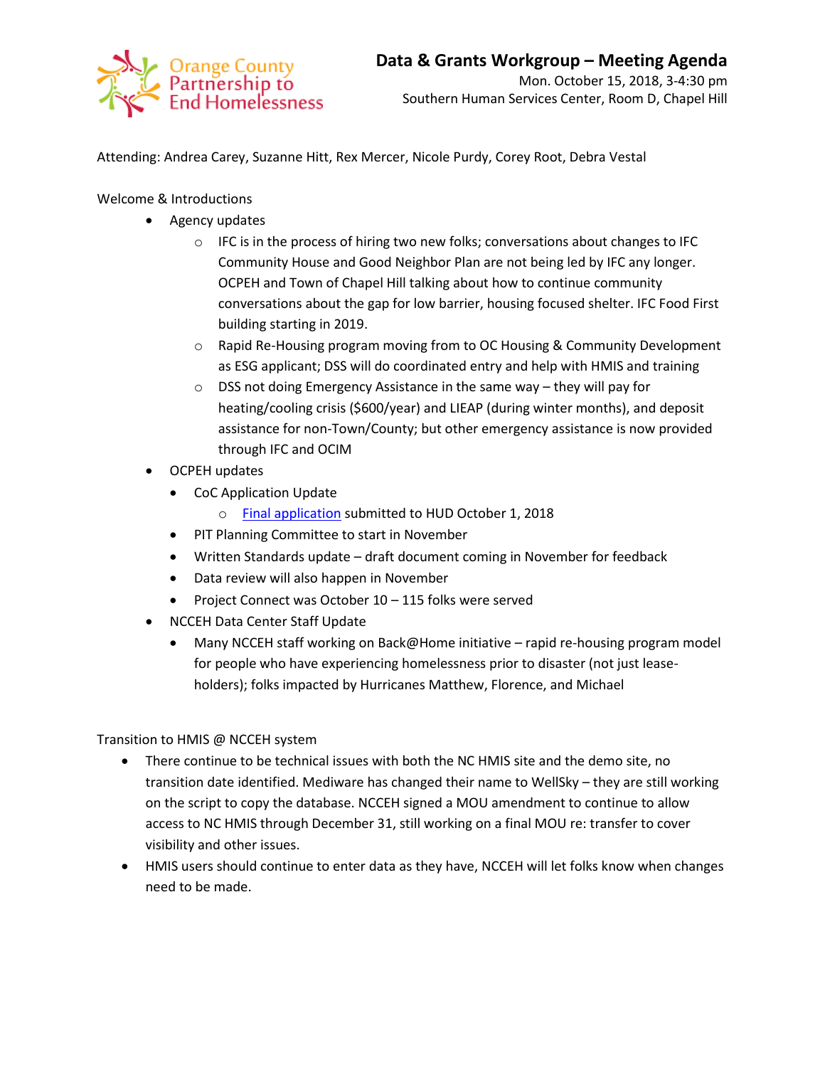Orange County Partnership to End Homelessness

# Data & Grants Workgroup – Meeting Agenda

Mon. October 15, 2018, 3-4:30 pm
Southern Human Services Center, Room D, Chapel Hill

Attending: Andrea Carey, Suzanne Hitt, Rex Mercer, Nicole Purdy, Corey Root, Debra Vestal

Welcome & Introductions

- Agency updates
  - IFC is in the process of hiring two new folks; conversations about changes to IFC Community House and Good Neighbor Plan are not being led by IFC any longer. OCPEH and Town of Chapel Hill talking about how to continue community conversations about the gap for low barrier, housing focused shelter. IFC Food First building starting in 2019.
  - Rapid Re-Housing program moving from to OC Housing & Community Development as ESG applicant; DSS will do coordinated entry and help with HMIS and training
  - DSS not doing Emergency Assistance in the same way – they will pay for heating/cooling crisis ($600/year) and LIEAP (during winter months), and deposit assistance for non-Town/County; but other emergency assistance is now provided through IFC and OCIM
- OCPEH updates
  - CoC Application Update
    - Final application submitted to HUD October 1, 2018
  - PIT Planning Committee to start in November
  - Written Standards update – draft document coming in November for feedback
  - Data review will also happen in November
  - Project Connect was October 10 – 115 folks were served
- NCCEH Data Center Staff Update
  - Many NCCEH staff working on Back@Home initiative – rapid re-housing program model for people who have experiencing homelessness prior to disaster (not just lease-holders); folks impacted by Hurricanes Matthew, Florence, and Michael

Transition to HMIS @ NCCEH system

- There continue to be technical issues with both the NC HMIS site and the demo site, no transition date identified. Mediware has changed their name to WellSky – they are still working on the script to copy the database. NCCEH signed a MOU amendment to continue to allow access to NC HMIS through December 31, still working on a final MOU re: transfer to cover visibility and other issues.
- HMIS users should continue to enter data as they have, NCCEH will let folks know when changes need to be made.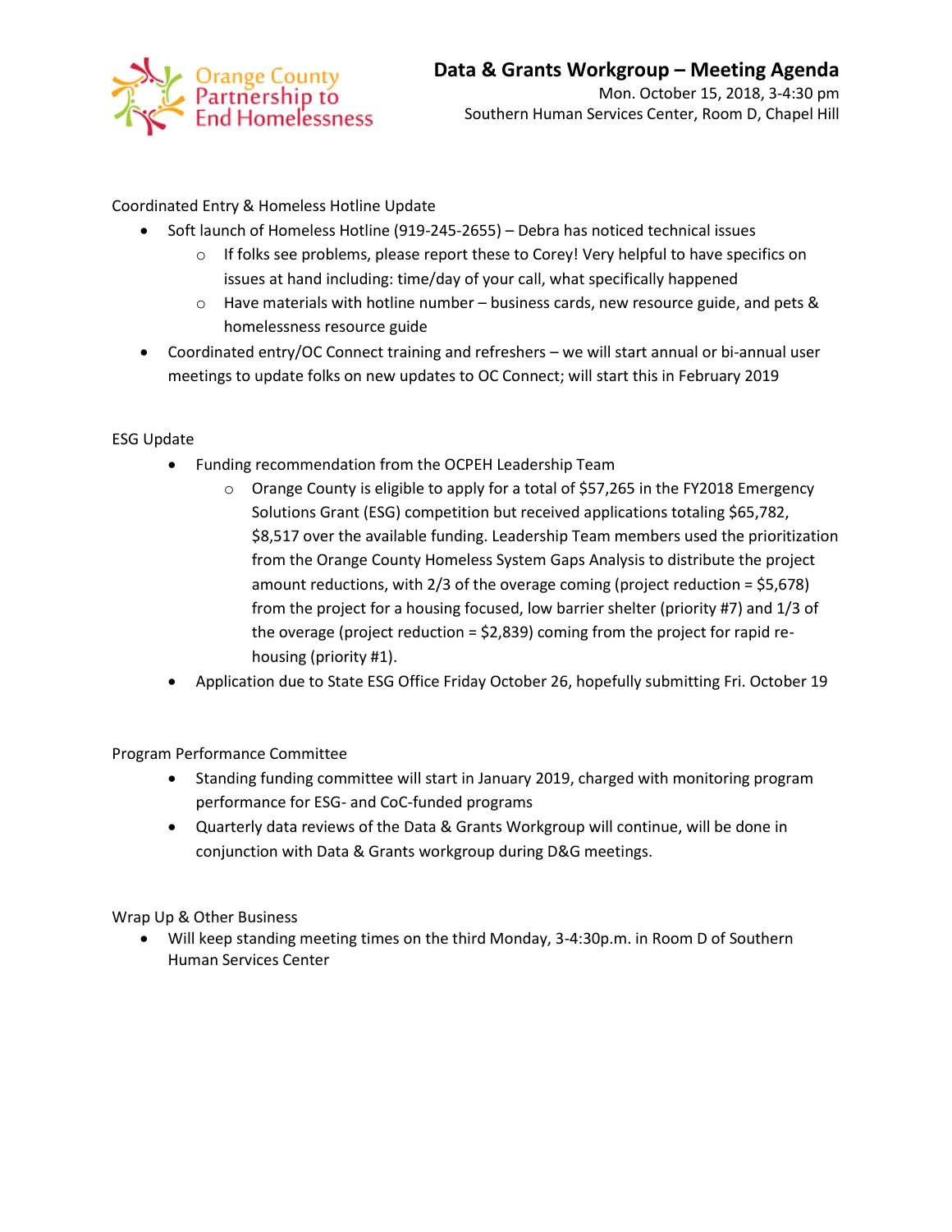Orange County Partnership to End Homelessness

# Data & Grants Workgroup – Meeting Agenda

Mon. October 15, 2018, 3-4:30 pm
Southern Human Services Center, Room D, Chapel Hill

Coordinated Entry & Homeless Hotline Update

- Soft launch of Homeless Hotline (919-245-2655) – Debra has noticed technical issues
  - If folks see problems, please report these to Corey! Very helpful to have specifics on issues at hand including: time/day of your call, what specifically happened
  - Have materials with hotline number – business cards, new resource guide, and pets & homelessness resource guide
- Coordinated entry/OC Connect training and refreshers – we will start annual or bi-annual user meetings to update folks on new updates to OC Connect; will start this in February 2019

ESG Update

- Funding recommendation from the OCPEH Leadership Team
  - Orange County is eligible to apply for a total of $57,265 in the FY2018 Emergency Solutions Grant (ESG) competition but received applications totaling $65,782, $8,517 over the available funding. Leadership Team members used the prioritization from the Orange County Homeless System Gaps Analysis to distribute the project amount reductions, with 2/3 of the overage coming (project reduction = $5,678) from the project for a housing focused, low barrier shelter (priority #7) and 1/3 of the overage (project reduction = $2,839) coming from the project for rapid re-housing (priority #1).
- Application due to State ESG Office Friday October 26, hopefully submitting Fri. October 19

Program Performance Committee

- Standing funding committee will start in January 2019, charged with monitoring program performance for ESG- and CoC-funded programs
- Quarterly data reviews of the Data & Grants Workgroup will continue, will be done in conjunction with Data & Grants workgroup during D&G meetings.

Wrap Up & Other Business

- Will keep standing meeting times on the third Monday, 3-4:30p.m. in Room D of Southern Human Services Center